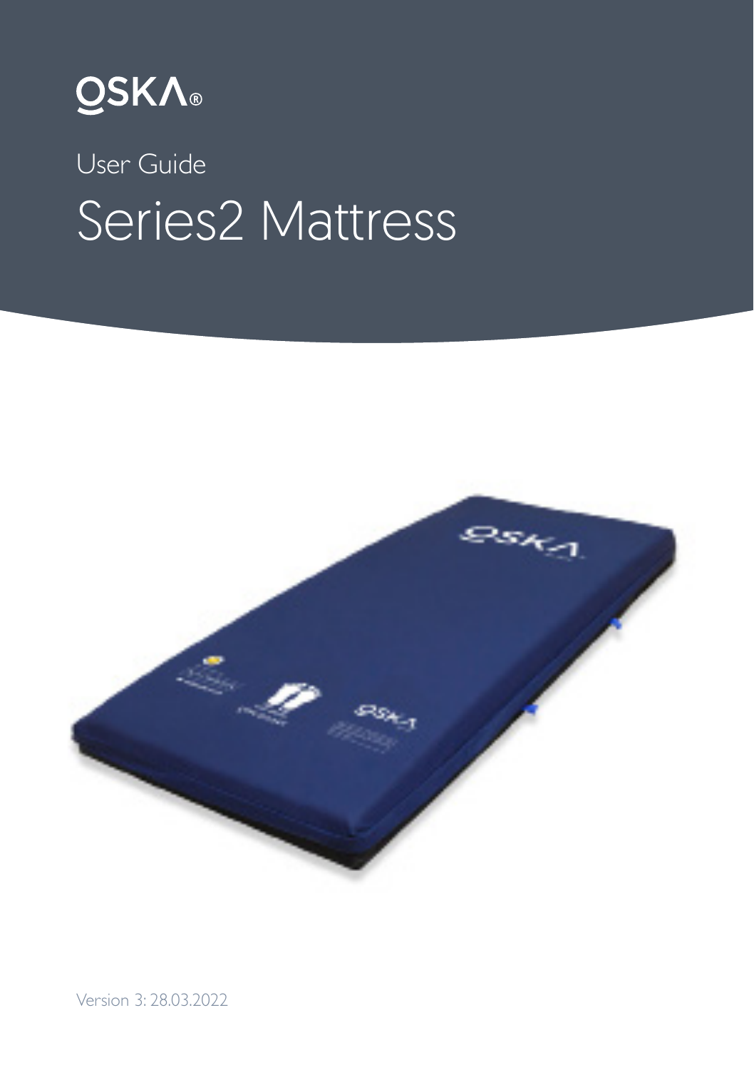OSKA®

User Guide

# Series2 Mattress

Version 3: 28.03.2022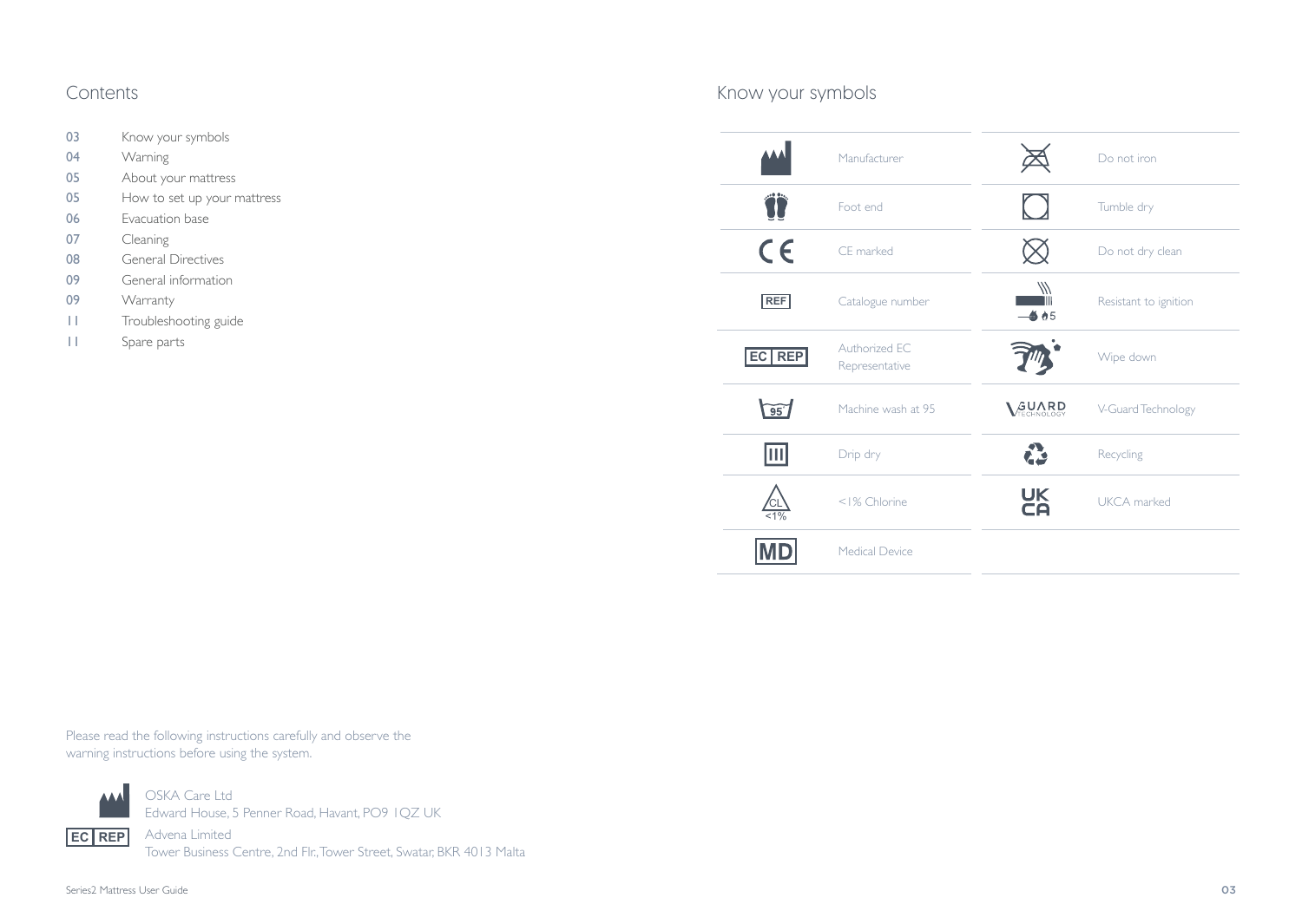## Contents

| | |
|---|---|
| 03 | Know your symbols |
| 04 | Warning |
| 05 | About your mattress |
| 05 | How to set up your mattress |
| 06 | Evacuation base |
| 07 | Cleaning |
| 08 | General Directives |
| 09 | General information |
| 09 | Warranty |
| 11 | Troubleshooting guide |
| 11 | Spare parts |

Please read the following instructions carefully and observe the warning instructions before using the system.

OSKA Care Ltd
Edward House, 5 Penner Road, Havant, PO9 1QZ UK

EC REP
Advena Limited
Tower Business Centre, 2nd Flr., Tower Street, Swatar, BKR 4013 Malta

## Know your symbols

| Symbol | Meaning | Symbol | Meaning |
|---|---|---|---|
| | Manufacturer | | Do not iron |
| | Foot end | | Tumble dry |
| CE | CE marked | | Do not dry clean |
| REF | Catalogue number | | Resistant to ignition |
| EC REP | Authorized EC Representative | | Wipe down |
| 95 | Machine wash at 95 | V-GUARD TECHNOLOGY | V-Guard Technology |
| | Drip dry | | Recycling |
| CL <1% | <1% Chlorine | UK CA | UKCA marked |
| MD | Medical Device | | |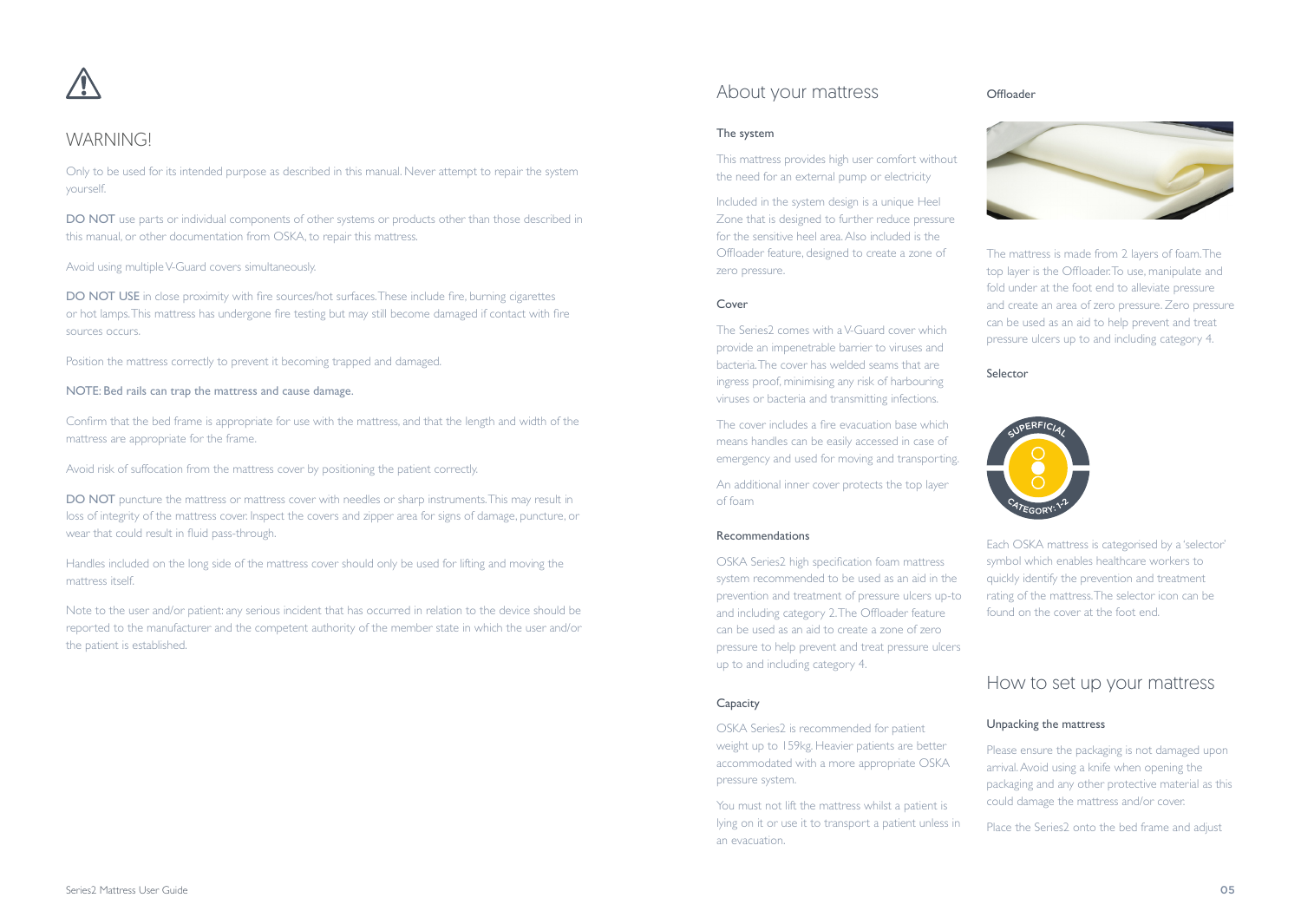## WARNING!

Only to be used for its intended purpose as described in this manual. Never attempt to repair the system yourself.

**DO NOT** use parts or individual components of other systems or products other than those described in this manual, or other documentation from OSKA, to repair this mattress.

Avoid using multiple V-Guard covers simultaneously.

**DO NOT USE** in close proximity with fire sources/hot surfaces. These include fire, burning cigarettes or hot lamps. This mattress has undergone fire testing but may still become damaged if contact with fire sources occurs.

Position the mattress correctly to prevent it becoming trapped and damaged.

NOTE: Bed rails can trap the mattress and cause damage.

Confirm that the bed frame is appropriate for use with the mattress, and that the length and width of the mattress are appropriate for the frame.

Avoid risk of suffocation from the mattress cover by positioning the patient correctly.

**DO NOT** puncture the mattress or mattress cover with needles or sharp instruments. This may result in loss of integrity of the mattress cover. Inspect the covers and zipper area for signs of damage, puncture, or wear that could result in fluid pass-through.

Handles included on the long side of the mattress cover should only be used for lifting and moving the mattress itself.

Note to the user and/or patient: any serious incident that has occurred in relation to the device should be reported to the manufacturer and the competent authority of the member state in which the user and/or the patient is established.

## About your mattress

### The system

This mattress provides high user comfort without the need for an external pump or electricity

Included in the system design is a unique Heel Zone that is designed to further reduce pressure for the sensitive heel area. Also included is the Offloader feature, designed to create a zone of zero pressure.

### Cover

The Series2 comes with a V-Guard cover which provide an impenetrable barrier to viruses and bacteria. The cover has welded seams that are ingress proof, minimising any risk of harbouring viruses or bacteria and transmitting infections.

The cover includes a fire evacuation base which means handles can be easily accessed in case of emergency and used for moving and transporting.

An additional inner cover protects the top layer of foam

### Recommendations

OSKA Series2 high specification foam mattress system recommended to be used as an aid in the prevention and treatment of pressure ulcers up-to and including category 2. The Offloader feature can be used as an aid to create a zone of zero pressure to help prevent and treat pressure ulcers up to and including category 4.

### Capacity

OSKA Series2 is recommended for patient weight up to 159kg. Heavier patients are better accommodated with a more appropriate OSKA pressure system.

You must not lift the mattress whilst a patient is lying on it or use it to transport a patient unless in an evacuation.

### Offloader

The mattress is made from 2 layers of foam. The top layer is the Offloader. To use, manipulate and fold under at the foot end to alleviate pressure and create an area of zero pressure. Zero pressure can be used as an aid to help prevent and treat pressure ulcers up to and including category 4.

### Selector

SUPERFICIAL
CATEGORY: 1-2

Each OSKA mattress is categorised by a 'selector' symbol which enables healthcare workers to quickly identify the prevention and treatment rating of the mattress. The selector icon can be found on the cover at the foot end.

## How to set up your mattress

### Unpacking the mattress

Please ensure the packaging is not damaged upon arrival. Avoid using a knife when opening the packaging and any other protective material as this could damage the mattress and/or cover.

Place the Series2 onto the bed frame and adjust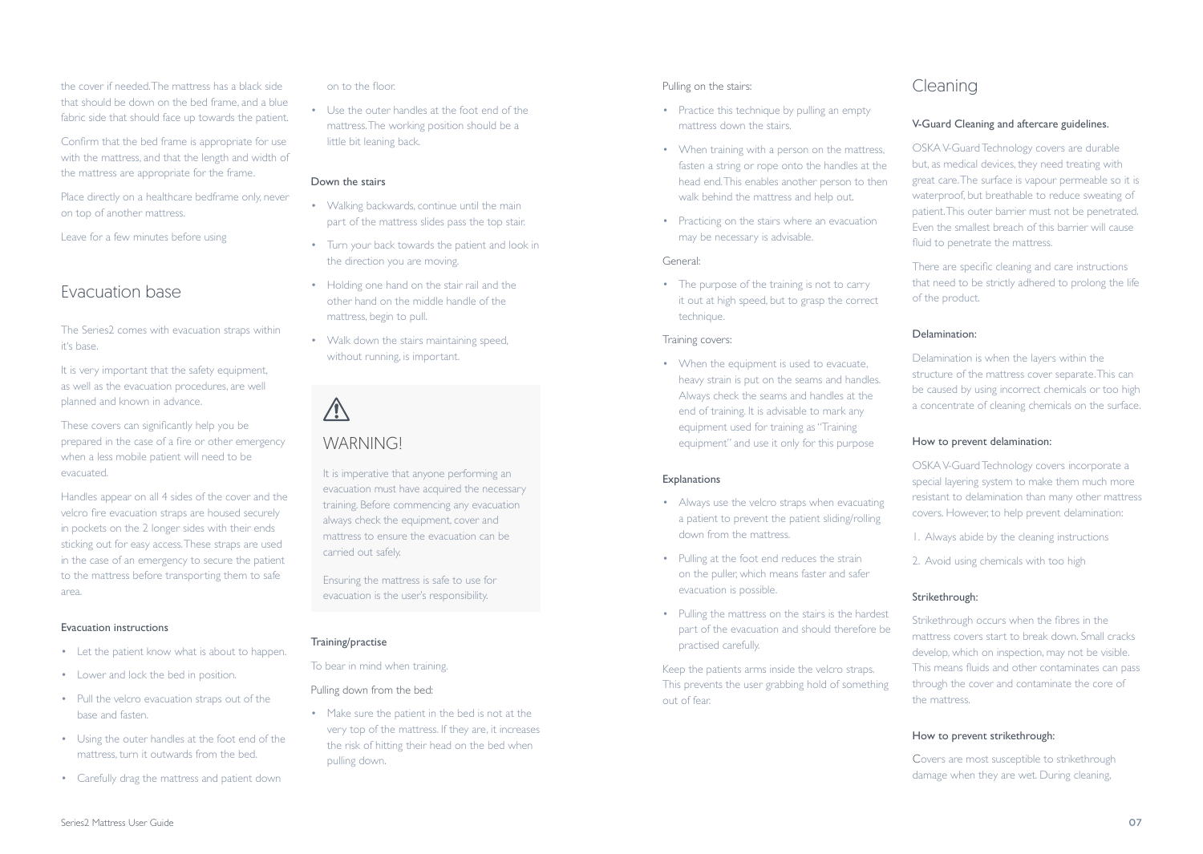the cover if needed. The mattress has a black side that should be down on the bed frame, and a blue fabric side that should face up towards the patient.

Confirm that the bed frame is appropriate for use with the mattress, and that the length and width of the mattress are appropriate for the frame.

Place directly on a healthcare bedframe only, never on top of another mattress.

Leave for a few minutes before using

## Evacuation base

The Series2 comes with evacuation straps within it's base.

It is very important that the safety equipment, as well as the evacuation procedures, are well planned and known in advance.

These covers can significantly help you be prepared in the case of a fire or other emergency when a less mobile patient will need to be evacuated.

Handles appear on all 4 sides of the cover and the velcro fire evacuation straps are housed securely in pockets on the 2 longer sides with their ends sticking out for easy access. These straps are used in the case of an emergency to secure the patient to the mattress before transporting them to safe area.

### Evacuation instructions

- Let the patient know what is about to happen.
- Lower and lock the bed in position.
- Pull the velcro evacuation straps out of the base and fasten.
- Using the outer handles at the foot end of the mattress, turn it outwards from the bed.
- Carefully drag the mattress and patient down on to the floor.
- Use the outer handles at the foot end of the mattress. The working position should be a little bit leaning back.

### Down the stairs

- Walking backwards, continue until the main part of the mattress slides pass the top stair.
- Turn your back towards the patient and look in the direction you are moving.
- Holding one hand on the stair rail and the other hand on the middle handle of the mattress, begin to pull.
- Walk down the stairs maintaining speed, without running, is important.

> ⚠
>
> **WARNING!**
>
> It is imperative that anyone performing an evacuation must have acquired the necessary training. Before commencing any evacuation always check the equipment, cover and mattress to ensure the evacuation can be carried out safely.
>
> Ensuring the mattress is safe to use for evacuation is the user's responsibility.

### Training/practise

To bear in mind when training.

Pulling down from the bed:

- Make sure the patient in the bed is not at the very top of the mattress. If they are, it increases the risk of hitting their head on the bed when pulling down.

Pulling on the stairs:

- Practice this technique by pulling an empty mattress down the stairs.
- When training with a person on the mattress, fasten a string or rope onto the handles at the head end. This enables another person to then walk behind the mattress and help out.
- Practicing on the stairs where an evacuation may be necessary is advisable.

General:

- The purpose of the training is not to carry it out at high speed, but to grasp the correct technique.

Training covers:

- When the equipment is used to evacuate, heavy strain is put on the seams and handles. Always check the seams and handles at the end of training. It is advisable to mark any equipment used for training as "Training equipment" and use it only for this purpose

### Explanations

- Always use the velcro straps when evacuating a patient to prevent the patient sliding/rolling down from the mattress.
- Pulling at the foot end reduces the strain on the puller, which means faster and safer evacuation is possible.
- Pulling the mattress on the stairs is the hardest part of the evacuation and should therefore be practised carefully.

Keep the patients arms inside the velcro straps. This prevents the user grabbing hold of something out of fear.

## Cleaning

### V-Guard Cleaning and aftercare guidelines.

OSKA V-Guard Technology covers are durable but, as medical devices, they need treating with great care. The surface is vapour permeable so it is waterproof, but breathable to reduce sweating of patient. This outer barrier must not be penetrated. Even the smallest breach of this barrier will cause fluid to penetrate the mattress.

There are specific cleaning and care instructions that need to be strictly adhered to prolong the life of the product.

### Delamination:

Delamination is when the layers within the structure of the mattress cover separate. This can be caused by using incorrect chemicals or too high a concentrate of cleaning chemicals on the surface.

### How to prevent delamination:

OSKA V-Guard Technology covers incorporate a special layering system to make them much more resistant to delamination than many other mattress covers. However, to help prevent delamination:

1. Always abide by the cleaning instructions
2. Avoid using chemicals with too high

### Strikethrough:

Strikethrough occurs when the fibres in the mattress covers start to break down. Small cracks develop, which on inspection, may not be visible. This means fluids and other contaminates can pass through the cover and contaminate the core of the mattress.

### How to prevent strikethrough:

Covers are most susceptible to strikethrough damage when they are wet. During cleaning,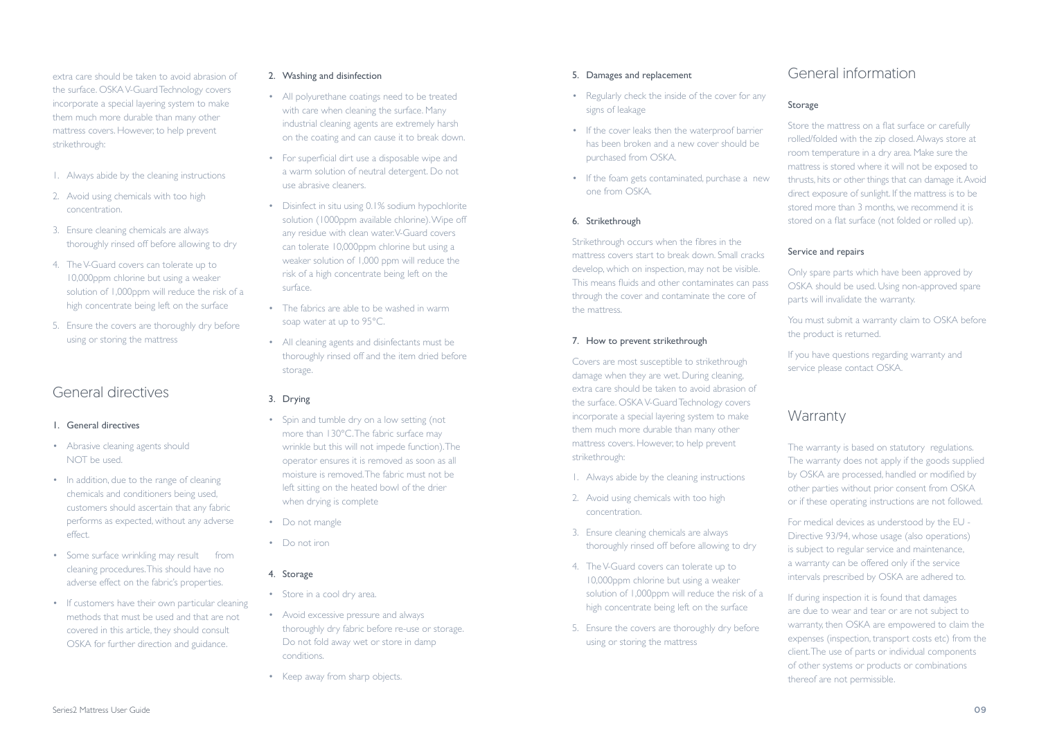extra care should be taken to avoid abrasion of the surface. OSKA V-Guard Technology covers incorporate a special layering system to make them much more durable than many other mattress covers. However, to help prevent strikethrough:

1. Always abide by the cleaning instructions
2. Avoid using chemicals with too high concentration.
3. Ensure cleaning chemicals are always thoroughly rinsed off before allowing to dry
4. The V-Guard covers can tolerate up to 10,000ppm chlorine but using a weaker solution of 1,000ppm will reduce the risk of a high concentrate being left on the surface
5. Ensure the covers are thoroughly dry before using or storing the mattress

## General directives

### 1. General directives

- Abrasive cleaning agents should NOT be used.
- In addition, due to the range of cleaning chemicals and conditioners being used, customers should ascertain that any fabric performs as expected, without any adverse effect.
- Some surface wrinkling may result from cleaning procedures. This should have no adverse effect on the fabric's properties.
- If customers have their own particular cleaning methods that must be used and that are not covered in this article, they should consult OSKA for further direction and guidance.

### 2. Washing and disinfection

- All polyurethane coatings need to be treated with care when cleaning the surface. Many industrial cleaning agents are extremely harsh on the coating and can cause it to break down.
- For superficial dirt use a disposable wipe and a warm solution of neutral detergent. Do not use abrasive cleaners.
- Disinfect in situ using 0.1% sodium hypochlorite solution (1000ppm available chlorine). Wipe off any residue with clean water. V-Guard covers can tolerate 10,000ppm chlorine but using a weaker solution of 1,000 ppm will reduce the risk of a high concentrate being left on the surface.
- The fabrics are able to be washed in warm soap water at up to 95°C.
- All cleaning agents and disinfectants must be thoroughly rinsed off and the item dried before storage.

### 3. Drying

- Spin and tumble dry on a low setting (not more than 130°C. The fabric surface may wrinkle but this will not impede function). The operator ensures it is removed as soon as all moisture is removed. The fabric must not be left sitting on the heated bowl of the drier when drying is complete
- Do not mangle
- Do not iron

### 4. Storage

- Store in a cool dry area.
- Avoid excessive pressure and always thoroughly dry fabric before re-use or storage. Do not fold away wet or store in damp conditions.
- Keep away from sharp objects.

### 5. Damages and replacement

- Regularly check the inside of the cover for any signs of leakage
- If the cover leaks then the waterproof barrier has been broken and a new cover should be purchased from OSKA.
- If the foam gets contaminated, purchase a new one from OSKA.

### 6. Strikethrough

Strikethrough occurs when the fibres in the mattress covers start to break down. Small cracks develop, which on inspection, may not be visible. This means fluids and other contaminates can pass through the cover and contaminate the core of the mattress.

### 7. How to prevent strikethrough

Covers are most susceptible to strikethrough damage when they are wet. During cleaning, extra care should be taken to avoid abrasion of the surface. OSKA V-Guard Technology covers incorporate a special layering system to make them much more durable than many other mattress covers. However, to help prevent strikethrough:

1. Always abide by the cleaning instructions
2. Avoid using chemicals with too high concentration.
3. Ensure cleaning chemicals are always thoroughly rinsed off before allowing to dry
4. The V-Guard covers can tolerate up to 10,000ppm chlorine but using a weaker solution of 1,000ppm will reduce the risk of a high concentrate being left on the surface
5. Ensure the covers are thoroughly dry before using or storing the mattress

## General information

### Storage

Store the mattress on a flat surface or carefully rolled/folded with the zip closed. Always store at room temperature in a dry area. Make sure the mattress is stored where it will not be exposed to thrusts, hits or other things that can damage it. Avoid direct exposure of sunlight. If the mattress is to be stored more than 3 months, we recommend it is stored on a flat surface (not folded or rolled up).

### Service and repairs

Only spare parts which have been approved by OSKA should be used. Using non-approved spare parts will invalidate the warranty.

You must submit a warranty claim to OSKA before the product is returned.

If you have questions regarding warranty and service please contact OSKA.

## Warranty

The warranty is based on statutory regulations. The warranty does not apply if the goods supplied by OSKA are processed, handled or modified by other parties without prior consent from OSKA or if these operating instructions are not followed.

For medical devices as understood by the EU - Directive 93/94, whose usage (also operations) is subject to regular service and maintenance, a warranty can be offered only if the service intervals prescribed by OSKA are adhered to.

If during inspection it is found that damages are due to wear and tear or are not subject to warranty, then OSKA are empowered to claim the expenses (inspection, transport costs etc) from the client. The use of parts or individual components of other systems or products or combinations thereof are not permissible.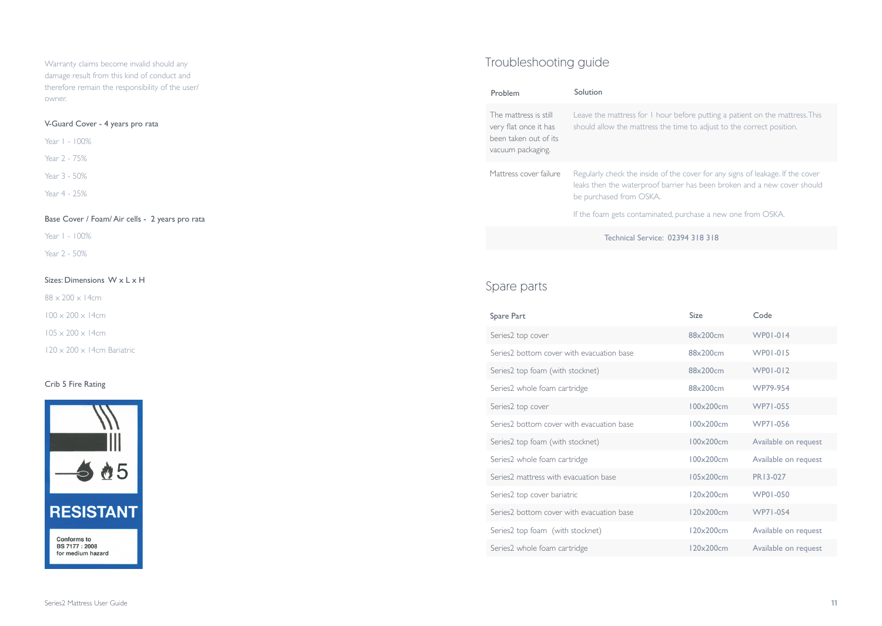Warranty claims become invalid should any damage result from this kind of conduct and therefore remain the responsibility of the user/owner.

V-Guard Cover - 4 years pro rata

Year 1 - 100%

Year 2 - 75%

Year 3 - 50%

Year 4 - 25%

Base Cover / Foam/ Air cells - 2 years pro rata

Year 1 - 100%

Year 2 - 50%

Sizes: Dimensions W x L x H

88 x 200 x 14cm

100 x 200 x 14cm

105 x 200 x 14cm

120 x 200 x 14cm Bariatric

Crib 5 Fire Rating

RESISTANT

Conforms to BS 7177 : 2008 for medium hazard

## Troubleshooting guide

| Problem | Solution |
|---|---|
| The mattress is still very flat once it has been taken out of its vacuum packaging. | Leave the mattress for 1 hour before putting a patient on the mattress. This should allow the mattress the time to adjust to the correct position. |
| Mattress cover failure | Regularly check the inside of the cover for any signs of leakage. If the cover leaks then the waterproof barrier has been broken and a new cover should be purchased from OSKA. If the foam gets contaminated, purchase a new one from OSKA. |

Technical Service: 02394 318 318

## Spare parts

| Spare Part | Size | Code |
|---|---|---|
| Series2 top cover | 88x200cm | WP01-014 |
| Series2 bottom cover with evacuation base | 88x200cm | WP01-015 |
| Series2 top foam (with stocknet) | 88x200cm | WP01-012 |
| Series2 whole foam cartridge | 88x200cm | WP79-954 |
| Series2 top cover | 100x200cm | WP71-055 |
| Series2 bottom cover with evacuation base | 100x200cm | WP71-056 |
| Series2 top foam (with stocknet) | 100x200cm | Available on request |
| Series2 whole foam cartridge | 100x200cm | Available on request |
| Series2 mattress with evacuation base | 105x200cm | PR13-027 |
| Series2 top cover bariatric | 120x200cm | WP01-050 |
| Series2 bottom cover with evacuation base | 120x200cm | WP71-054 |
| Series2 top foam (with stocknet) | 120x200cm | Available on request |
| Series2 whole foam cartridge | 120x200cm | Available on request |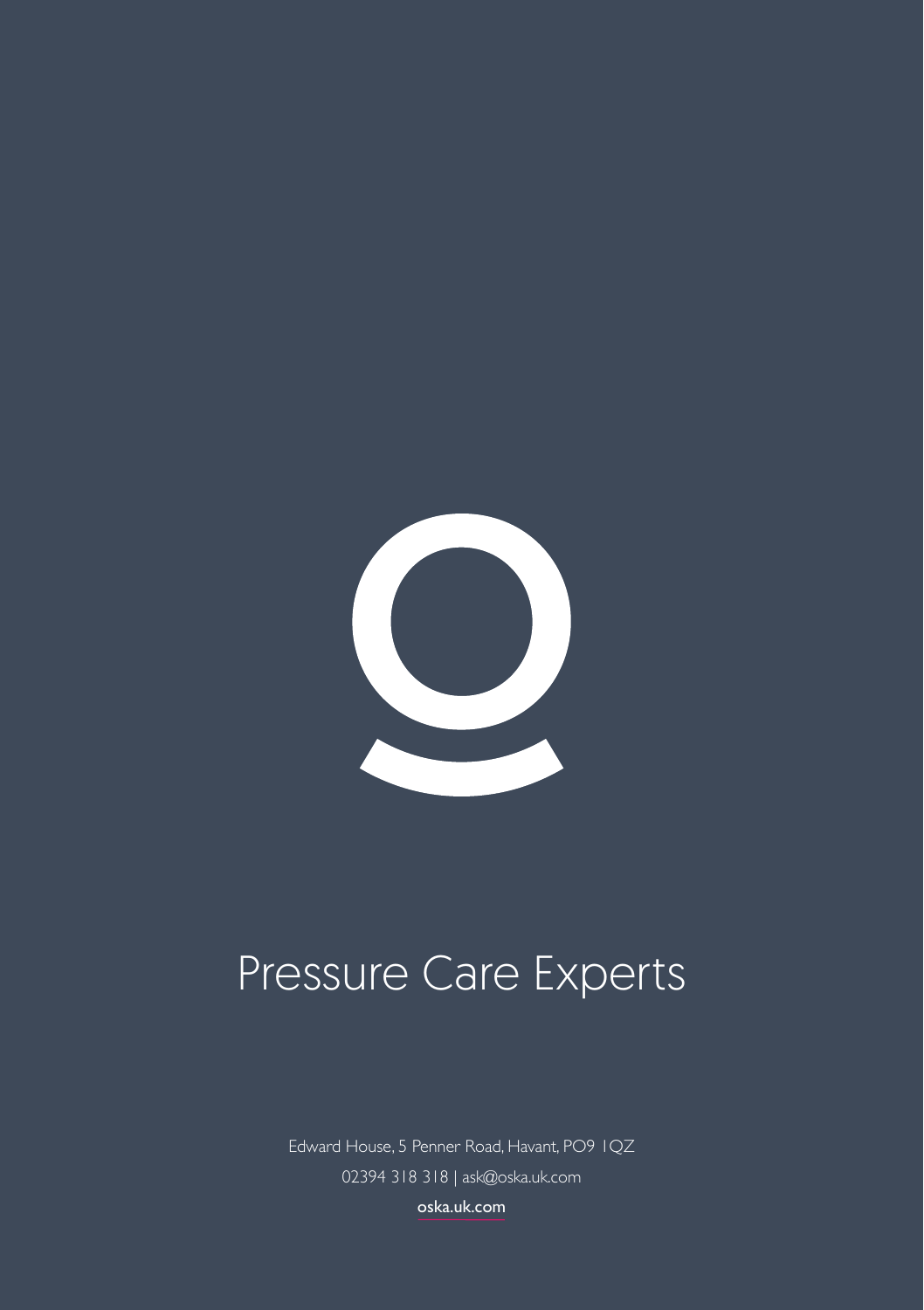# Pressure Care Experts

Edward House, 5 Penner Road, Havant, PO9 1QZ

02394 318 318 | ask@oska.uk.com

oska.uk.com